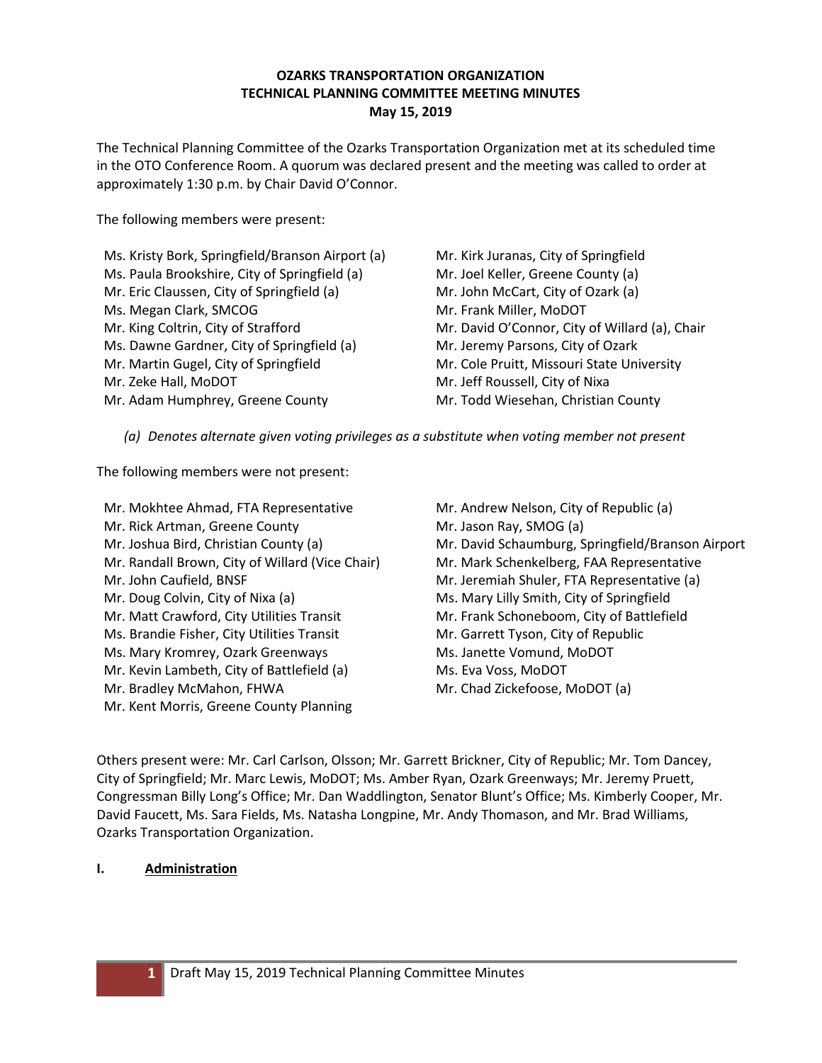**OZARKS TRANSPORTATION ORGANIZATION**
**TECHNICAL PLANNING COMMITTEE MEETING MINUTES**
**May 15, 2019**

The Technical Planning Committee of the Ozarks Transportation Organization met at its scheduled time in the OTO Conference Room. A quorum was declared present and the meeting was called to order at approximately 1:30 p.m. by Chair David O'Connor.

The following members were present:

- Ms. Kristy Bork, Springfield/Branson Airport (a)
- Ms. Paula Brookshire, City of Springfield (a)
- Mr. Eric Claussen, City of Springfield (a)
- Ms. Megan Clark, SMCOG
- Mr. King Coltrin, City of Strafford
- Ms. Dawne Gardner, City of Springfield (a)
- Mr. Martin Gugel, City of Springfield
- Mr. Zeke Hall, MoDOT
- Mr. Adam Humphrey, Greene County
- Mr. Kirk Juranas, City of Springfield
- Mr. Joel Keller, Greene County (a)
- Mr. John McCart, City of Ozark (a)
- Mr. Frank Miller, MoDOT
- Mr. David O'Connor, City of Willard (a), Chair
- Mr. Jeremy Parsons, City of Ozark
- Mr. Cole Pruitt, Missouri State University
- Mr. Jeff Roussell, City of Nixa
- Mr. Todd Wiesehan, Christian County

*(a) Denotes alternate given voting privileges as a substitute when voting member not present*

The following members were not present:

- Mr. Mokhtee Ahmad, FTA Representative
- Mr. Rick Artman, Greene County
- Mr. Joshua Bird, Christian County (a)
- Mr. Randall Brown, City of Willard (Vice Chair)
- Mr. John Caufield, BNSF
- Mr. Doug Colvin, City of Nixa (a)
- Mr. Matt Crawford, City Utilities Transit
- Ms. Brandie Fisher, City Utilities Transit
- Ms. Mary Kromrey, Ozark Greenways
- Mr. Kevin Lambeth, City of Battlefield (a)
- Mr. Bradley McMahon, FHWA
- Mr. Kent Morris, Greene County Planning
- Mr. Andrew Nelson, City of Republic (a)
- Mr. Jason Ray, SMOG (a)
- Mr. David Schaumburg, Springfield/Branson Airport
- Mr. Mark Schenkelberg, FAA Representative
- Mr. Jeremiah Shuler, FTA Representative (a)
- Ms. Mary Lilly Smith, City of Springfield
- Mr. Frank Schoneboom, City of Battlefield
- Mr. Garrett Tyson, City of Republic
- Ms. Janette Vomund, MoDOT
- Ms. Eva Voss, MoDOT
- Mr. Chad Zickefoose, MoDOT (a)

Others present were: Mr. Carl Carlson, Olsson; Mr. Garrett Brickner, City of Republic; Mr. Tom Dancey, City of Springfield; Mr. Marc Lewis, MoDOT; Ms. Amber Ryan, Ozark Greenways; Mr. Jeremy Pruett, Congressman Billy Long's Office; Mr. Dan Waddlington, Senator Blunt's Office; Ms. Kimberly Cooper, Mr. David Faucett, Ms. Sara Fields, Ms. Natasha Longpine, Mr. Andy Thomason, and Mr. Brad Williams, Ozarks Transportation Organization.

## I. Administration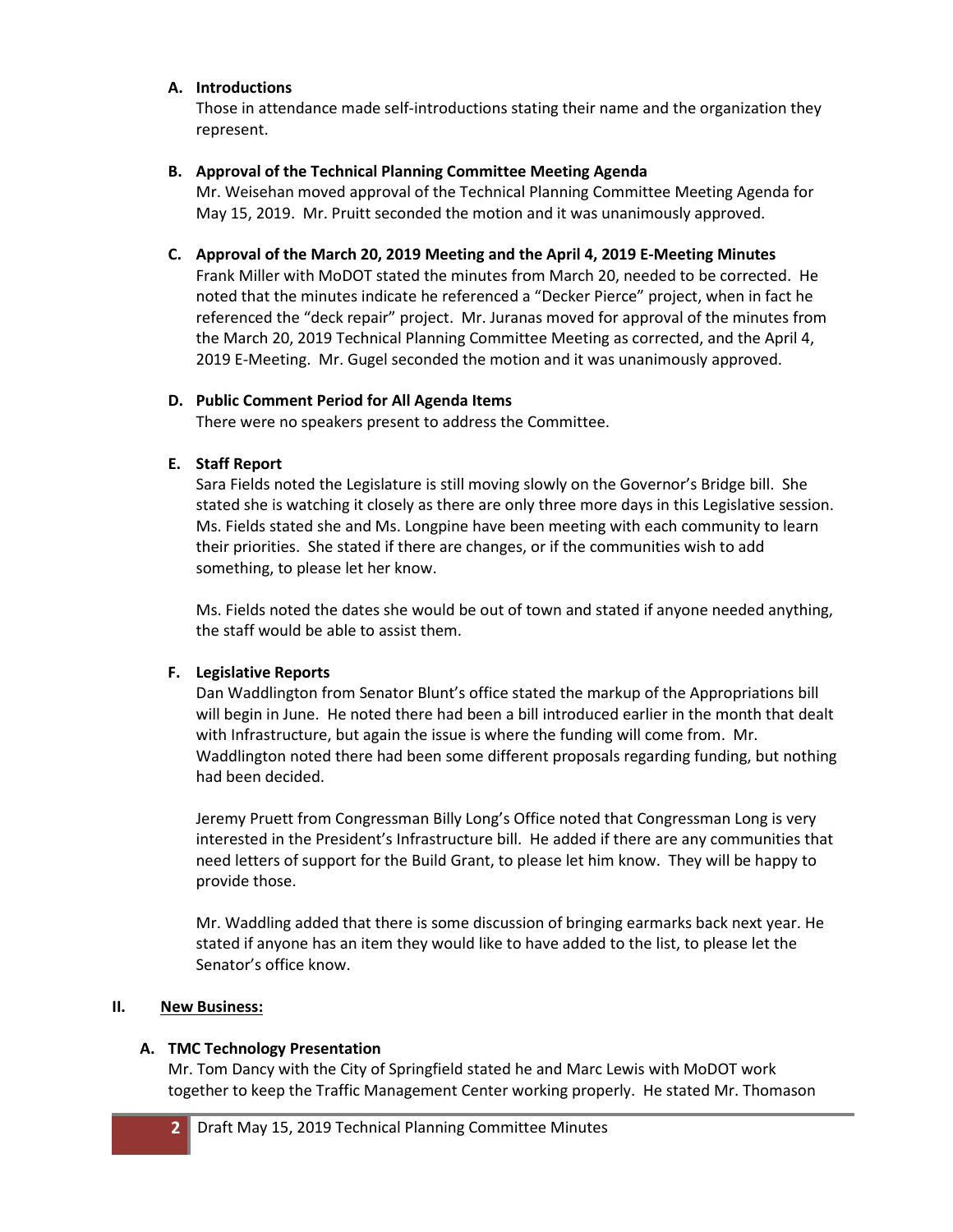### A. Introductions

Those in attendance made self-introductions stating their name and the organization they represent.

### B. Approval of the Technical Planning Committee Meeting Agenda

Mr. Weisehan moved approval of the Technical Planning Committee Meeting Agenda for May 15, 2019. Mr. Pruitt seconded the motion and it was unanimously approved.

### C. Approval of the March 20, 2019 Meeting and the April 4, 2019 E-Meeting Minutes

Frank Miller with MoDOT stated the minutes from March 20, needed to be corrected. He noted that the minutes indicate he referenced a "Decker Pierce" project, when in fact he referenced the "deck repair" project. Mr. Juranas moved for approval of the minutes from the March 20, 2019 Technical Planning Committee Meeting as corrected, and the April 4, 2019 E-Meeting. Mr. Gugel seconded the motion and it was unanimously approved.

### D. Public Comment Period for All Agenda Items

There were no speakers present to address the Committee.

### E. Staff Report

Sara Fields noted the Legislature is still moving slowly on the Governor's Bridge bill. She stated she is watching it closely as there are only three more days in this Legislative session. Ms. Fields stated she and Ms. Longpine have been meeting with each community to learn their priorities. She stated if there are changes, or if the communities wish to add something, to please let her know.

Ms. Fields noted the dates she would be out of town and stated if anyone needed anything, the staff would be able to assist them.

### F. Legislative Reports

Dan Waddlington from Senator Blunt's office stated the markup of the Appropriations bill will begin in June. He noted there had been a bill introduced earlier in the month that dealt with Infrastructure, but again the issue is where the funding will come from. Mr. Waddlington noted there had been some different proposals regarding funding, but nothing had been decided.

Jeremy Pruett from Congressman Billy Long's Office noted that Congressman Long is very interested in the President's Infrastructure bill. He added if there are any communities that need letters of support for the Build Grant, to please let him know. They will be happy to provide those.

Mr. Waddling added that there is some discussion of bringing earmarks back next year. He stated if anyone has an item they would like to have added to the list, to please let the Senator's office know.

## II. New Business:

### A. TMC Technology Presentation

Mr. Tom Dancy with the City of Springfield stated he and Marc Lewis with MoDOT work together to keep the Traffic Management Center working properly. He stated Mr. Thomason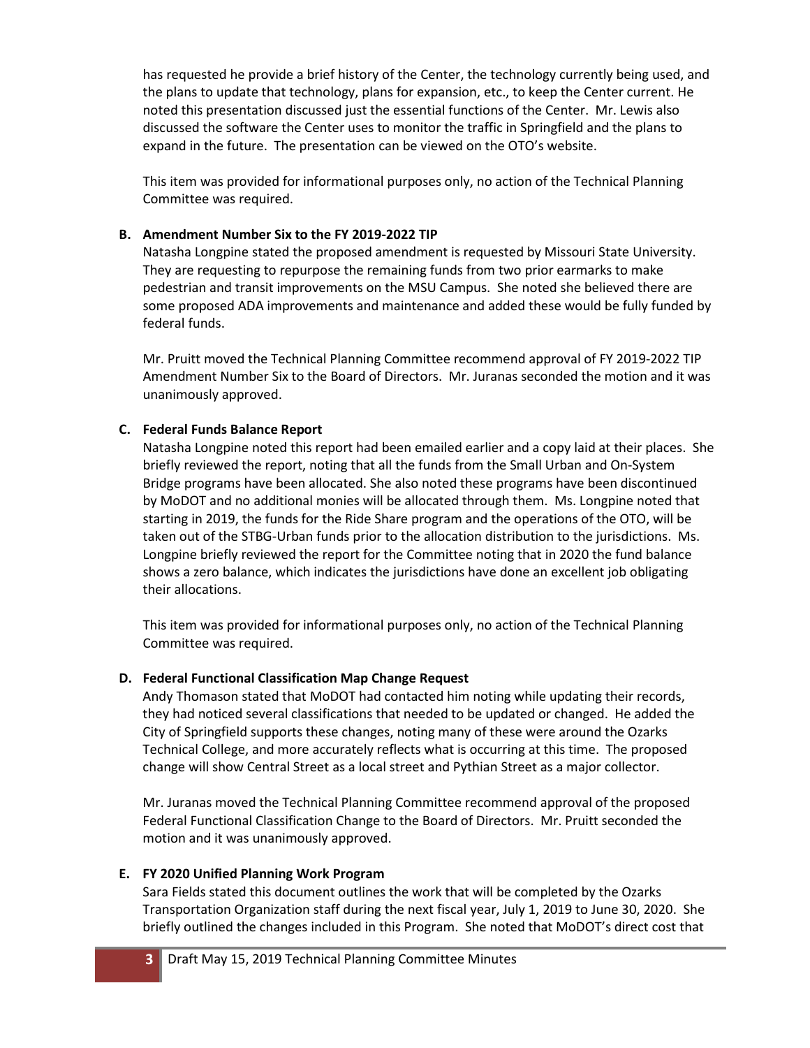has requested he provide a brief history of the Center, the technology currently being used, and the plans to update that technology, plans for expansion, etc., to keep the Center current. He noted this presentation discussed just the essential functions of the Center. Mr. Lewis also discussed the software the Center uses to monitor the traffic in Springfield and the plans to expand in the future. The presentation can be viewed on the OTO's website.

This item was provided for informational purposes only, no action of the Technical Planning Committee was required.

**B. Amendment Number Six to the FY 2019-2022 TIP**

Natasha Longpine stated the proposed amendment is requested by Missouri State University. They are requesting to repurpose the remaining funds from two prior earmarks to make pedestrian and transit improvements on the MSU Campus. She noted she believed there are some proposed ADA improvements and maintenance and added these would be fully funded by federal funds.

Mr. Pruitt moved the Technical Planning Committee recommend approval of FY 2019-2022 TIP Amendment Number Six to the Board of Directors. Mr. Juranas seconded the motion and it was unanimously approved.

**C. Federal Funds Balance Report**

Natasha Longpine noted this report had been emailed earlier and a copy laid at their places. She briefly reviewed the report, noting that all the funds from the Small Urban and On-System Bridge programs have been allocated. She also noted these programs have been discontinued by MoDOT and no additional monies will be allocated through them. Ms. Longpine noted that starting in 2019, the funds for the Ride Share program and the operations of the OTO, will be taken out of the STBG-Urban funds prior to the allocation distribution to the jurisdictions. Ms. Longpine briefly reviewed the report for the Committee noting that in 2020 the fund balance shows a zero balance, which indicates the jurisdictions have done an excellent job obligating their allocations.

This item was provided for informational purposes only, no action of the Technical Planning Committee was required.

**D. Federal Functional Classification Map Change Request**

Andy Thomason stated that MoDOT had contacted him noting while updating their records, they had noticed several classifications that needed to be updated or changed. He added the City of Springfield supports these changes, noting many of these were around the Ozarks Technical College, and more accurately reflects what is occurring at this time. The proposed change will show Central Street as a local street and Pythian Street as a major collector.

Mr. Juranas moved the Technical Planning Committee recommend approval of the proposed Federal Functional Classification Change to the Board of Directors. Mr. Pruitt seconded the motion and it was unanimously approved.

**E. FY 2020 Unified Planning Work Program**

Sara Fields stated this document outlines the work that will be completed by the Ozarks Transportation Organization staff during the next fiscal year, July 1, 2019 to June 30, 2020. She briefly outlined the changes included in this Program. She noted that MoDOT's direct cost that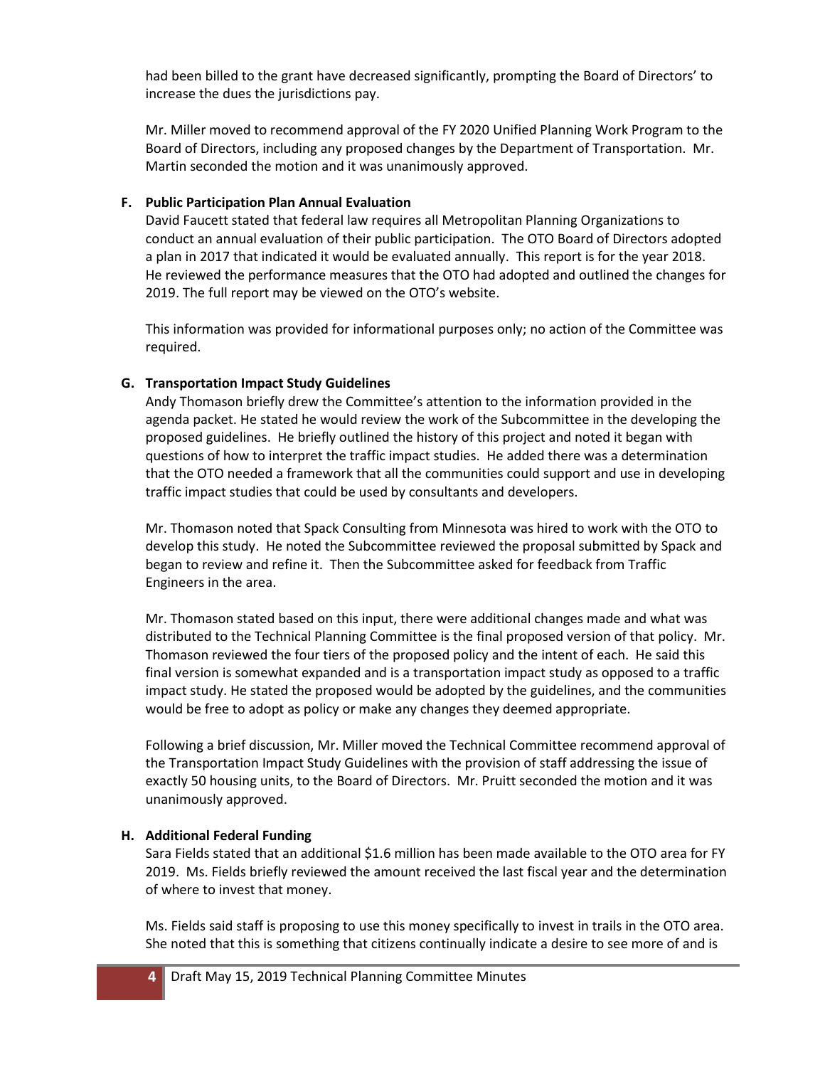had been billed to the grant have decreased significantly, prompting the Board of Directors' to increase the dues the jurisdictions pay.

Mr. Miller moved to recommend approval of the FY 2020 Unified Planning Work Program to the Board of Directors, including any proposed changes by the Department of Transportation. Mr. Martin seconded the motion and it was unanimously approved.

**F. Public Participation Plan Annual Evaluation**

David Faucett stated that federal law requires all Metropolitan Planning Organizations to conduct an annual evaluation of their public participation. The OTO Board of Directors adopted a plan in 2017 that indicated it would be evaluated annually. This report is for the year 2018. He reviewed the performance measures that the OTO had adopted and outlined the changes for 2019. The full report may be viewed on the OTO's website.

This information was provided for informational purposes only; no action of the Committee was required.

**G. Transportation Impact Study Guidelines**

Andy Thomason briefly drew the Committee's attention to the information provided in the agenda packet. He stated he would review the work of the Subcommittee in the developing the proposed guidelines. He briefly outlined the history of this project and noted it began with questions of how to interpret the traffic impact studies. He added there was a determination that the OTO needed a framework that all the communities could support and use in developing traffic impact studies that could be used by consultants and developers.

Mr. Thomason noted that Spack Consulting from Minnesota was hired to work with the OTO to develop this study. He noted the Subcommittee reviewed the proposal submitted by Spack and began to review and refine it. Then the Subcommittee asked for feedback from Traffic Engineers in the area.

Mr. Thomason stated based on this input, there were additional changes made and what was distributed to the Technical Planning Committee is the final proposed version of that policy. Mr. Thomason reviewed the four tiers of the proposed policy and the intent of each. He said this final version is somewhat expanded and is a transportation impact study as opposed to a traffic impact study. He stated the proposed would be adopted by the guidelines, and the communities would be free to adopt as policy or make any changes they deemed appropriate.

Following a brief discussion, Mr. Miller moved the Technical Committee recommend approval of the Transportation Impact Study Guidelines with the provision of staff addressing the issue of exactly 50 housing units, to the Board of Directors. Mr. Pruitt seconded the motion and it was unanimously approved.

**H. Additional Federal Funding**

Sara Fields stated that an additional $1.6 million has been made available to the OTO area for FY 2019. Ms. Fields briefly reviewed the amount received the last fiscal year and the determination of where to invest that money.

Ms. Fields said staff is proposing to use this money specifically to invest in trails in the OTO area. She noted that this is something that citizens continually indicate a desire to see more of and is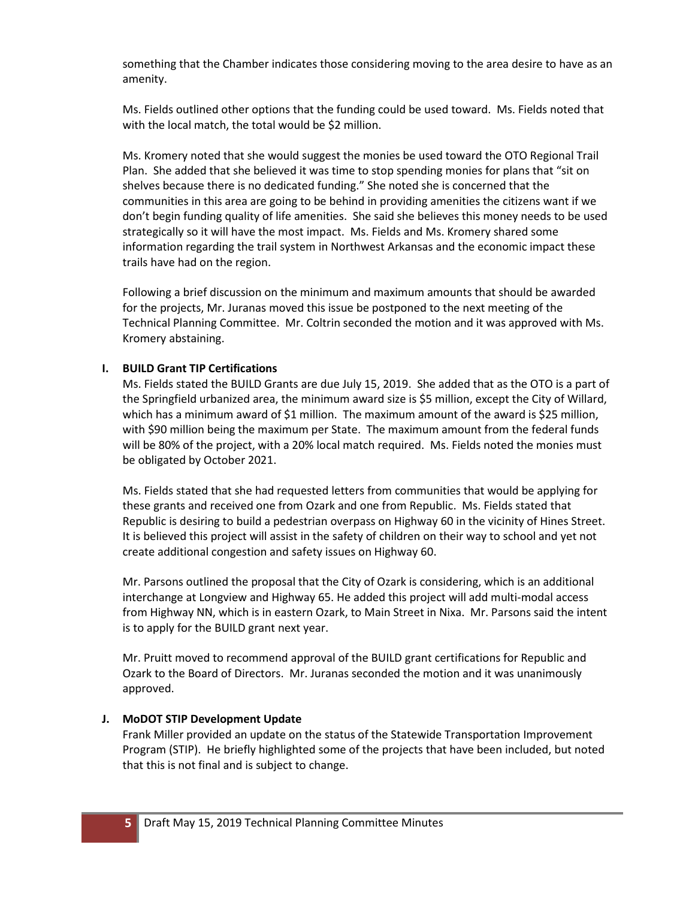something that the Chamber indicates those considering moving to the area desire to have as an amenity.

Ms. Fields outlined other options that the funding could be used toward. Ms. Fields noted that with the local match, the total would be $2 million.

Ms. Kromery noted that she would suggest the monies be used toward the OTO Regional Trail Plan. She added that she believed it was time to stop spending monies for plans that "sit on shelves because there is no dedicated funding." She noted she is concerned that the communities in this area are going to be behind in providing amenities the citizens want if we don't begin funding quality of life amenities. She said she believes this money needs to be used strategically so it will have the most impact. Ms. Fields and Ms. Kromery shared some information regarding the trail system in Northwest Arkansas and the economic impact these trails have had on the region.

Following a brief discussion on the minimum and maximum amounts that should be awarded for the projects, Mr. Juranas moved this issue be postponed to the next meeting of the Technical Planning Committee. Mr. Coltrin seconded the motion and it was approved with Ms. Kromery abstaining.

**I. BUILD Grant TIP Certifications**

Ms. Fields stated the BUILD Grants are due July 15, 2019. She added that as the OTO is a part of the Springfield urbanized area, the minimum award size is $5 million, except the City of Willard, which has a minimum award of $1 million. The maximum amount of the award is $25 million, with $90 million being the maximum per State. The maximum amount from the federal funds will be 80% of the project, with a 20% local match required. Ms. Fields noted the monies must be obligated by October 2021.

Ms. Fields stated that she had requested letters from communities that would be applying for these grants and received one from Ozark and one from Republic. Ms. Fields stated that Republic is desiring to build a pedestrian overpass on Highway 60 in the vicinity of Hines Street. It is believed this project will assist in the safety of children on their way to school and yet not create additional congestion and safety issues on Highway 60.

Mr. Parsons outlined the proposal that the City of Ozark is considering, which is an additional interchange at Longview and Highway 65. He added this project will add multi-modal access from Highway NN, which is in eastern Ozark, to Main Street in Nixa. Mr. Parsons said the intent is to apply for the BUILD grant next year.

Mr. Pruitt moved to recommend approval of the BUILD grant certifications for Republic and Ozark to the Board of Directors. Mr. Juranas seconded the motion and it was unanimously approved.

**J. MoDOT STIP Development Update**

Frank Miller provided an update on the status of the Statewide Transportation Improvement Program (STIP). He briefly highlighted some of the projects that have been included, but noted that this is not final and is subject to change.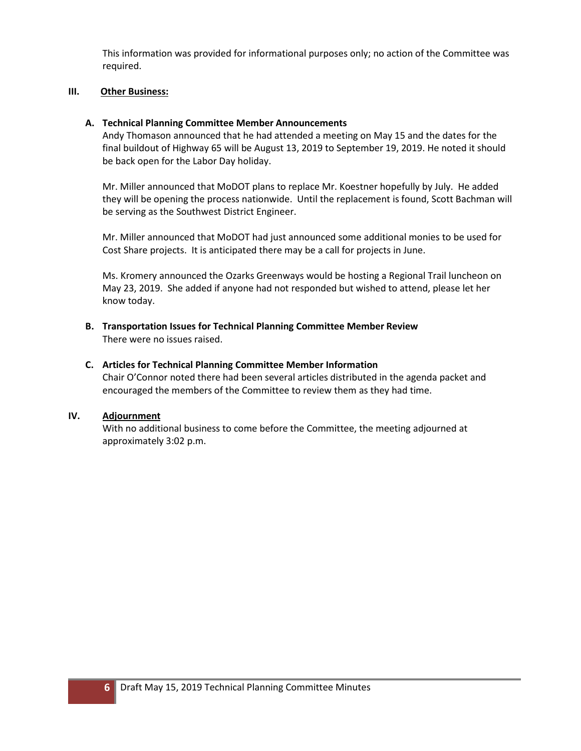This information was provided for informational purposes only; no action of the Committee was required.

## III. Other Business:

### A. Technical Planning Committee Member Announcements

Andy Thomason announced that he had attended a meeting on May 15 and the dates for the final buildout of Highway 65 will be August 13, 2019 to September 19, 2019. He noted it should be back open for the Labor Day holiday.

Mr. Miller announced that MoDOT plans to replace Mr. Koestner hopefully by July. He added they will be opening the process nationwide. Until the replacement is found, Scott Bachman will be serving as the Southwest District Engineer.

Mr. Miller announced that MoDOT had just announced some additional monies to be used for Cost Share projects. It is anticipated there may be a call for projects in June.

Ms. Kromery announced the Ozarks Greenways would be hosting a Regional Trail luncheon on May 23, 2019. She added if anyone had not responded but wished to attend, please let her know today.

### B. Transportation Issues for Technical Planning Committee Member Review

There were no issues raised.

### C. Articles for Technical Planning Committee Member Information

Chair O'Connor noted there had been several articles distributed in the agenda packet and encouraged the members of the Committee to review them as they had time.

## IV. Adjournment

With no additional business to come before the Committee, the meeting adjourned at approximately 3:02 p.m.